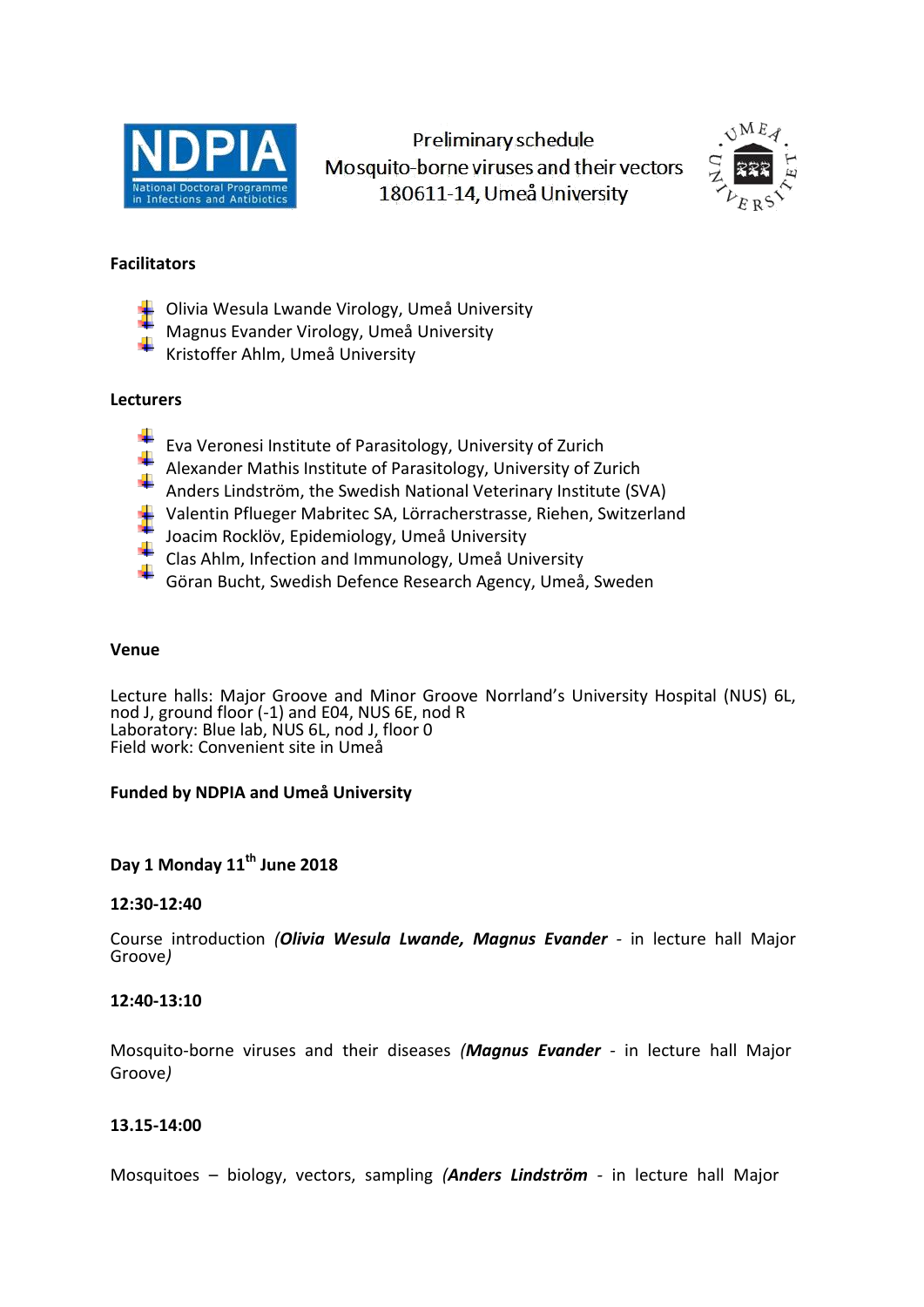NDPIA National Doctoral Programme in Infections and Antibiotics

# Preliminary schedule
# Mosquito-borne viruses and their vectors
# 180611-14, Umeå University

UMEÅ UNIVERSITET

**Facilitators**

- Olivia Wesula Lwande Virology, Umeå University
- Magnus Evander Virology, Umeå University
- Kristoffer Ahlm, Umeå University

**Lecturers**

- Eva Veronesi Institute of Parasitology, University of Zurich
- Alexander Mathis Institute of Parasitology, University of Zurich
- Anders Lindström, the Swedish National Veterinary Institute (SVA)
- Valentin Pflueger Mabritec SA, Lörracherstrasse, Riehen, Switzerland
- Joacim Rocklöv, Epidemiology, Umeå University
- Clas Ahlm, Infection and Immunology, Umeå University
- Göran Bucht, Swedish Defence Research Agency, Umeå, Sweden

**Venue**

Lecture halls: Major Groove and Minor Groove Norrland's University Hospital (NUS) 6L, nod J, ground floor (-1) and E04, NUS 6E, nod R
Laboratory: Blue lab, NUS 6L, nod J, floor 0
Field work: Convenient site in Umeå

**Funded by NDPIA and Umeå University**

**Day 1 Monday 11th June 2018**

**12:30-12:40**

Course introduction *(**Olivia Wesula Lwande, Magnus Evander** - in lecture hall Major Groove)*

**12:40-13:10**

Mosquito-borne viruses and their diseases *(**Magnus Evander** - in lecture hall Major Groove)*

**13.15-14:00**

Mosquitoes – biology, vectors, sampling *(**Anders Lindström** - in lecture hall Major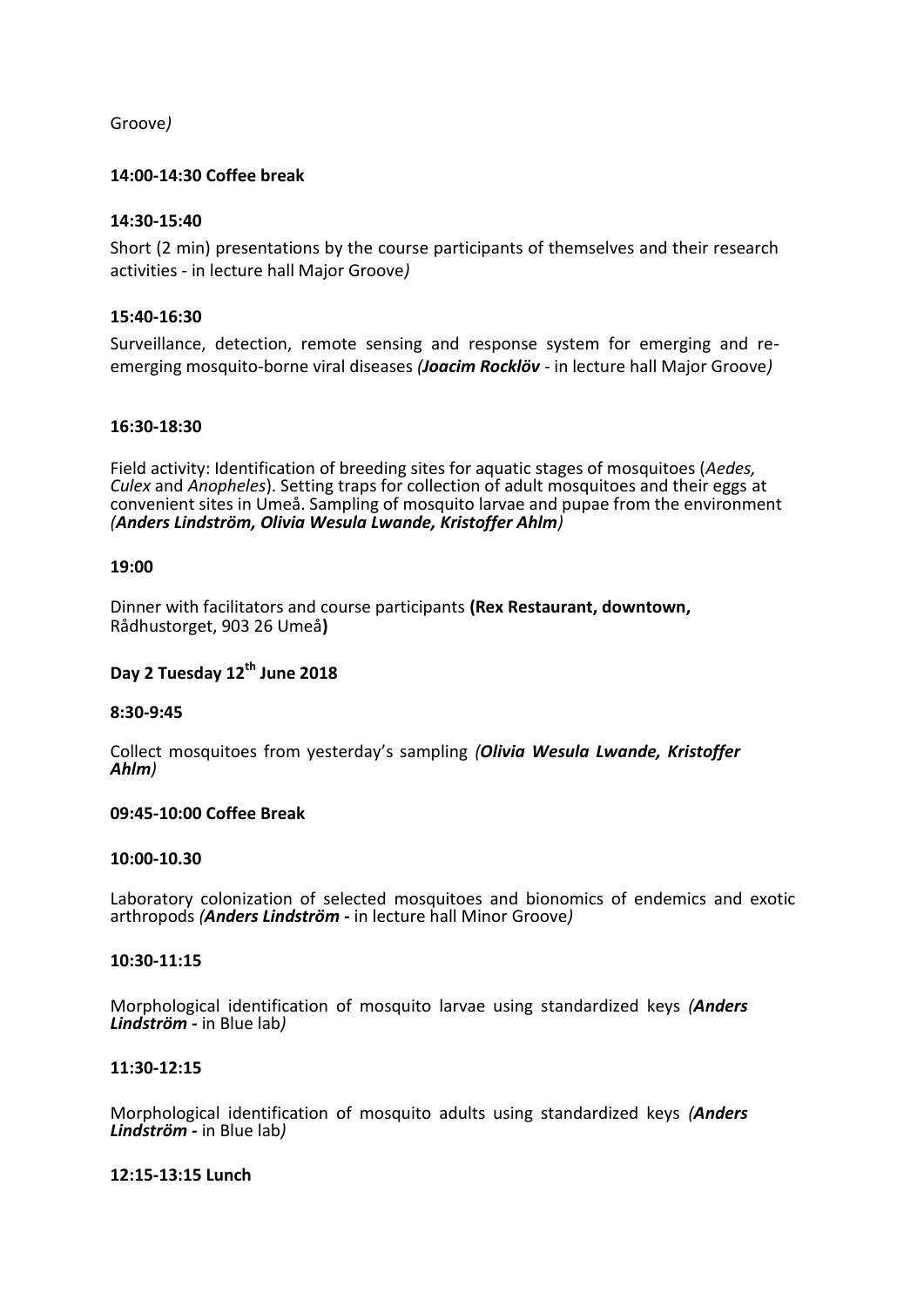Groove)

**14:00-14:30 Coffee break**

**14:30-15:40**

Short (2 min) presentations by the course participants of themselves and their research activities - in lecture hall Major Groove)

**15:40-16:30**

Surveillance, detection, remote sensing and response system for emerging and re-emerging mosquito-borne viral diseases *(**Joacim Rocklöv** - in lecture hall Major Groove)*

**16:30-18:30**

Field activity: Identification of breeding sites for aquatic stages of mosquitoes (*Aedes, Culex* and *Anopheles*). Setting traps for collection of adult mosquitoes and their eggs at convenient sites in Umeå. Sampling of mosquito larvae and pupae from the environment *(**Anders Lindström, Olivia Wesula Lwande, Kristoffer Ahlm**)*

**19:00**

Dinner with facilitators and course participants **(Rex Restaurant, downtown,** Rådhustorget, 903 26 Umeå**)**

## Day 2 Tuesday 12th June 2018

**8:30-9:45**

Collect mosquitoes from yesterday's sampling *(**Olivia Wesula Lwande, Kristoffer Ahlm**)*

**09:45-10:00 Coffee Break**

**10:00-10.30**

Laboratory colonization of selected mosquitoes and bionomics of endemics and exotic arthropods *(**Anders Lindström -** in lecture hall Minor Groove)*

**10:30-11:15**

Morphological identification of mosquito larvae using standardized keys *(**Anders Lindström -** in Blue lab)*

**11:30-12:15**

Morphological identification of mosquito adults using standardized keys *(**Anders Lindström -** in Blue lab)*

**12:15-13:15 Lunch**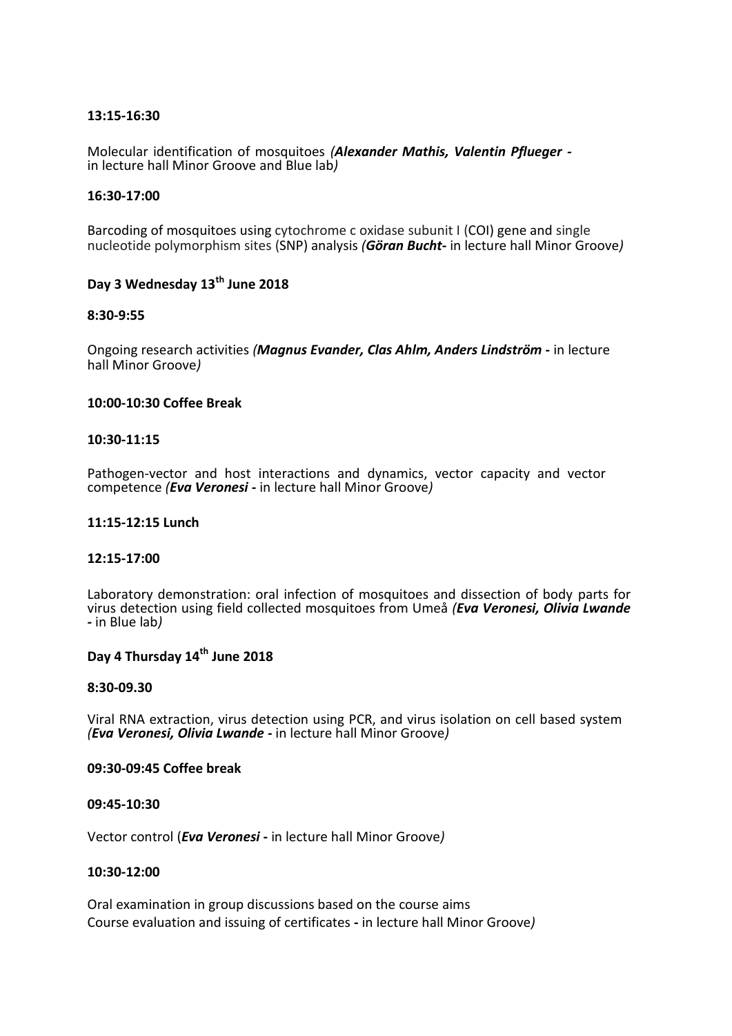**13:15-16:30**

Molecular identification of mosquitoes *(**Alexander Mathis, Valentin Pflueger -** in lecture hall Minor Groove and Blue lab)*

**16:30-17:00**

Barcoding of mosquitoes using cytochrome c oxidase subunit I (COI) gene and single nucleotide polymorphism sites (SNP) analysis *(**Göran Bucht-** in lecture hall Minor Groove)*

### Day 3 Wednesday 13th June 2018

**8:30-9:55**

Ongoing research activities *(**Magnus Evander, Clas Ahlm, Anders Lindström -** in lecture hall Minor Groove)*

**10:00-10:30 Coffee Break**

**10:30-11:15**

Pathogen-vector and host interactions and dynamics, vector capacity and vector competence *(**Eva Veronesi -** in lecture hall Minor Groove)*

**11:15-12:15 Lunch**

**12:15-17:00**

Laboratory demonstration: oral infection of mosquitoes and dissection of body parts for virus detection using field collected mosquitoes from Umeå *(**Eva Veronesi, Olivia Lwande -** in Blue lab)*

### Day 4 Thursday 14th June 2018

**8:30-09.30**

Viral RNA extraction, virus detection using PCR, and virus isolation on cell based system *(**Eva Veronesi, Olivia Lwande -** in lecture hall Minor Groove)*

**09:30-09:45 Coffee break**

**09:45-10:30**

Vector control (***Eva Veronesi* -** in lecture hall Minor Groove*)*

**10:30-12:00**

Oral examination in group discussions based on the course aims
Course evaluation and issuing of certificates **-** in lecture hall Minor Groove*)*